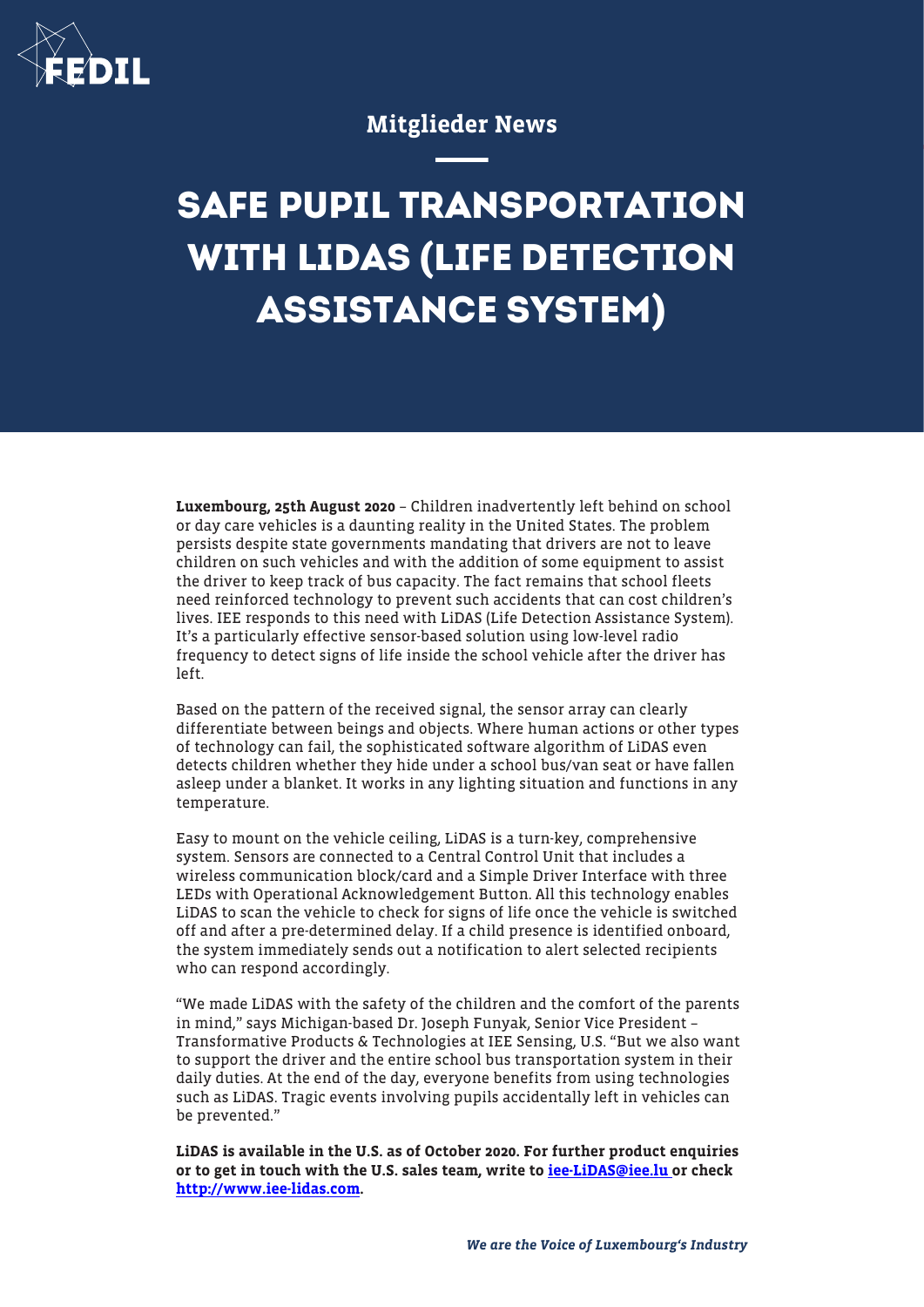Mitglieder News

# SAFE PUPIL TRANSPORTATION WITH LIDAS (LIFE DETECTION ASSISTANCE SYSTEM)

**Luxembourg, 25th August 2020** – Children inadvertently left behind on school or day care vehicles is a daunting reality in the United States. The problem persists despite state governments mandating that drivers are not to leave children on such vehicles and with the addition of some equipment to assist the driver to keep track of bus capacity. The fact remains that school fleets need reinforced technology to prevent such accidents that can cost children's lives. IEE responds to this need with LiDAS (Life Detection Assistance System). It's a particularly effective sensor-based solution using low-level radio frequency to detect signs of life inside the school vehicle after the driver has left.

Based on the pattern of the received signal, the sensor array can clearly differentiate between beings and objects. Where human actions or other types of technology can fail, the sophisticated software algorithm of LiDAS even detects children whether they hide under a school bus/van seat or have fallen asleep under a blanket. It works in any lighting situation and functions in any temperature.

Easy to mount on the vehicle ceiling, LiDAS is a turn-key, comprehensive system. Sensors are connected to a Central Control Unit that includes a wireless communication block/card and a Simple Driver Interface with three LEDs with Operational Acknowledgement Button. All this technology enables LiDAS to scan the vehicle to check for signs of life once the vehicle is switched off and after a pre-determined delay. If a child presence is identified onboard, the system immediately sends out a notification to alert selected recipients who can respond accordingly.

"We made LiDAS with the safety of the children and the comfort of the parents in mind," says Michigan-based Dr. Joseph Funyak, Senior Vice President – Transformative Products & Technologies at IEE Sensing, U.S. "But we also want to support the driver and the entire school bus transportation system in their daily duties. At the end of the day, everyone benefits from using technologies such as LiDAS. Tragic events involving pupils accidentally left in vehicles can be prevented."

**LiDAS is available in the U.S. as of October 2020. For further product enquiries or to get in touch with the U.S. sales team, write to [iee-LiDAS@iee.lu](mailto:iee-LiDAS@iee.lu) or check [http://www.iee-lidas.com](http://www.iee-lidas.com).**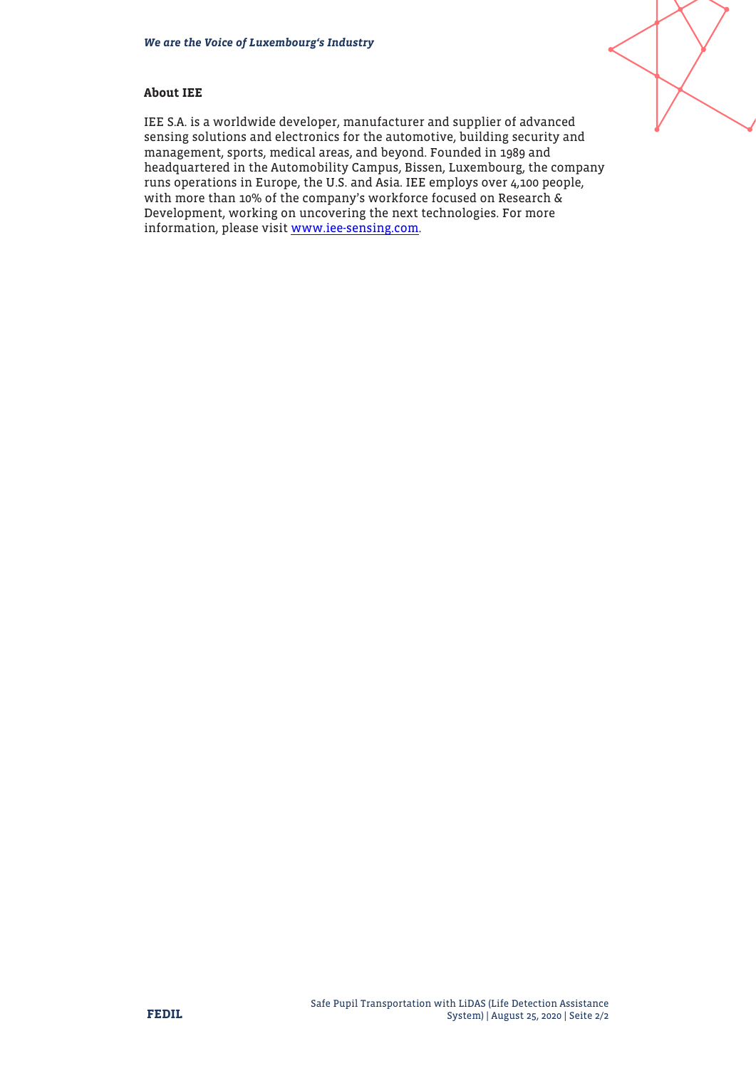### About IEE

IEE S.A. is a worldwide developer, manufacturer and supplier of advanced sensing solutions and electronics for the automotive, building security and management, sports, medical areas, and beyond. Founded in 1989 and headquartered in the Automobility Campus, Bissen, Luxembourg, the company runs operations in Europe, the U.S. and Asia. IEE employs over 4,100 people, with more than 10% of the company's workforce focused on Research & Development, working on uncovering the next technologies. For more information, please visit [www.iee-sensing.com](http://www.iee-sensing.com).